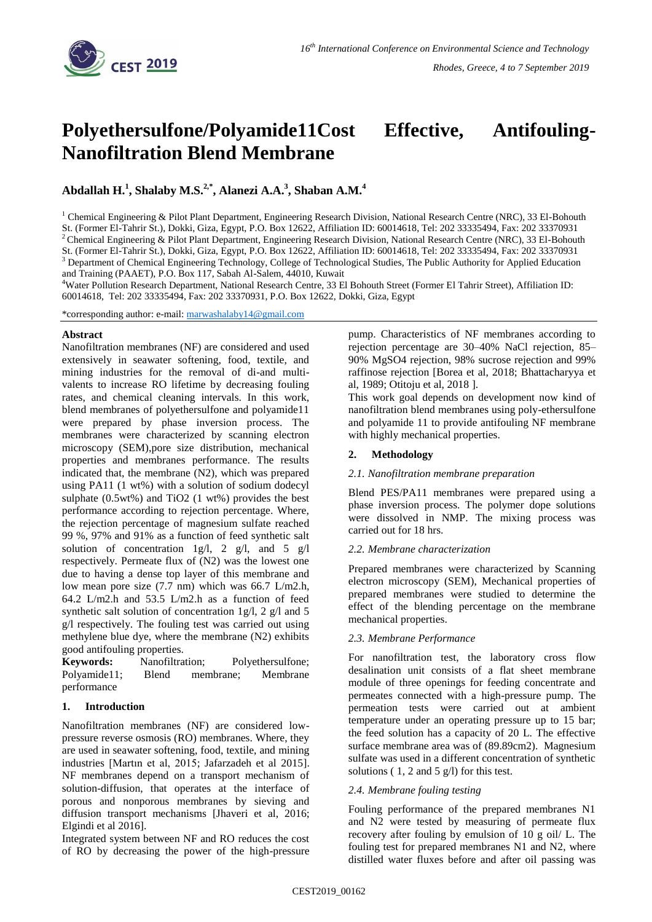# Polyethersulfone/Polyamide11Cost Effective, Antifouling-Nanofiltration Blend Membrane

**Abdallah H.[1], Shalaby M.S.[2,*], Alanezi A.A.[3], Shaban A.M.[4]**

[1] Chemical Engineering & Pilot Plant Department, Engineering Research Division, National Research Centre (NRC), 33 El-Bohouth St. (Former El-Tahrir St.), Dokki, Giza, Egypt, P.O. Box 12622, Affiliation ID: 60014618, Tel: 202 33335494, Fax: 202 33370931

[2] Chemical Engineering & Pilot Plant Department, Engineering Research Division, National Research Centre (NRC), 33 El-Bohouth St. (Former El-Tahrir St.), Dokki, Giza, Egypt, P.O. Box 12622, Affiliation ID: 60014618, Tel: 202 33335494, Fax: 202 33370931

[3] Department of Chemical Engineering Technology, College of Technological Studies, The Public Authority for Applied Education and Training (PAAET), P.O. Box 117, Sabah Al-Salem, 44010, Kuwait

[4]Water Pollution Research Department, National Research Centre, 33 El Bohouth Street (Former El Tahrir Street), Affiliation ID: 60014618, Tel: 202 33335494, Fax: 202 33370931, P.O. Box 12622, Dokki, Giza, Egypt

*corresponding author: e-mail: marwashalaby14@gmail.com

**Abstract**

Nanofiltration membranes (NF) are considered and used extensively in seawater softening, food, textile, and mining industries for the removal of di-and multi-valents to increase RO lifetime by decreasing fouling rates, and chemical cleaning intervals. In this work, blend membranes of polyethersulfone and polyamide11 were prepared by phase inversion process. The membranes were characterized by scanning electron microscopy (SEM),pore size distribution, mechanical properties and membranes performance. The results indicated that, the membrane (N2), which was prepared using PA11 (1 wt%) with a solution of sodium dodecyl sulphate (0.5wt%) and $TiO_2$ (1 wt%) provides the best performance according to rejection percentage. Where, the rejection percentage of magnesium sulfate reached 99 %, 97% and 91% as a function of feed synthetic salt solution of concentration 1g/l, 2 g/l, and 5 g/l respectively. Permeate flux of (N2) was the lowest one due to having a dense top layer of this membrane and low mean pore size (7.7 nm) which was 66.7 L/m2.h, 64.2 L/m2.h and 53.5 L/m2.h as a function of feed synthetic salt solution of concentration 1g/l, 2 g/l and 5 g/l respectively. The fouling test was carried out using methylene blue dye, where the membrane (N2) exhibits good antifouling properties.

**Keywords:** Nanofiltration; Polyethersulfone; Polyamide11; Blend membrane; Membrane performance

## 1. Introduction

Nanofiltration membranes (NF) are considered low-pressure reverse osmosis (RO) membranes. Where, they are used in seawater softening, food, textile, and mining industries [Martın et al, 2015; Jafarzadeh et al 2015]. NF membranes depend on a transport mechanism of solution-diffusion, that operates at the interface of porous and nonporous membranes by sieving and diffusion transport mechanisms [Jhaveri et al, 2016; Elgindi et al 2016].

Integrated system between NF and RO reduces the cost of RO by decreasing the power of the high-pressure pump. Characteristics of NF membranes according to rejection percentage are 30–40% NaCl rejection, 85–90% $MgSO_4$ rejection, 98% sucrose rejection and 99% raffinose rejection [Borea et al, 2018; Bhattacharyya et al, 1989; Otitoju et al, 2018 ].

This work goal depends on development now kind of nanofiltration blend membranes using poly-ethersulfone and polyamide 11 to provide antifouling NF membrane with highly mechanical properties.

## 2. Methodology

### *2.1. Nanofiltration membrane preparation*

Blend PES/PA11 membranes were prepared using a phase inversion process. The polymer dope solutions were dissolved in NMP. The mixing process was carried out for 18 hrs.

### *2.2. Membrane characterization*

Prepared membranes were characterized by Scanning electron microscopy (SEM), Mechanical properties of prepared membranes were studied to determine the effect of the blending percentage on the membrane mechanical properties.

### *2.3. Membrane Performance*

For nanofiltration test, the laboratory cross flow desalination unit consists of a flat sheet membrane module of three openings for feeding concentrate and permeates connected with a high-pressure pump. The permeation tests were carried out at ambient temperature under an operating pressure up to 15 bar; the feed solution has a capacity of 20 L. The effective surface membrane area was of (89.89cm2). Magnesium sulfate was used in a different concentration of synthetic solutions ( 1, 2 and 5 g/l) for this test.

### *2.4. Membrane fouling testing*

Fouling performance of the prepared membranes N1 and N2 were tested by measuring of permeate flux recovery after fouling by emulsion of 10 g oil/ L. The fouling test for prepared membranes N1 and N2, where distilled water fluxes before and after oil passing was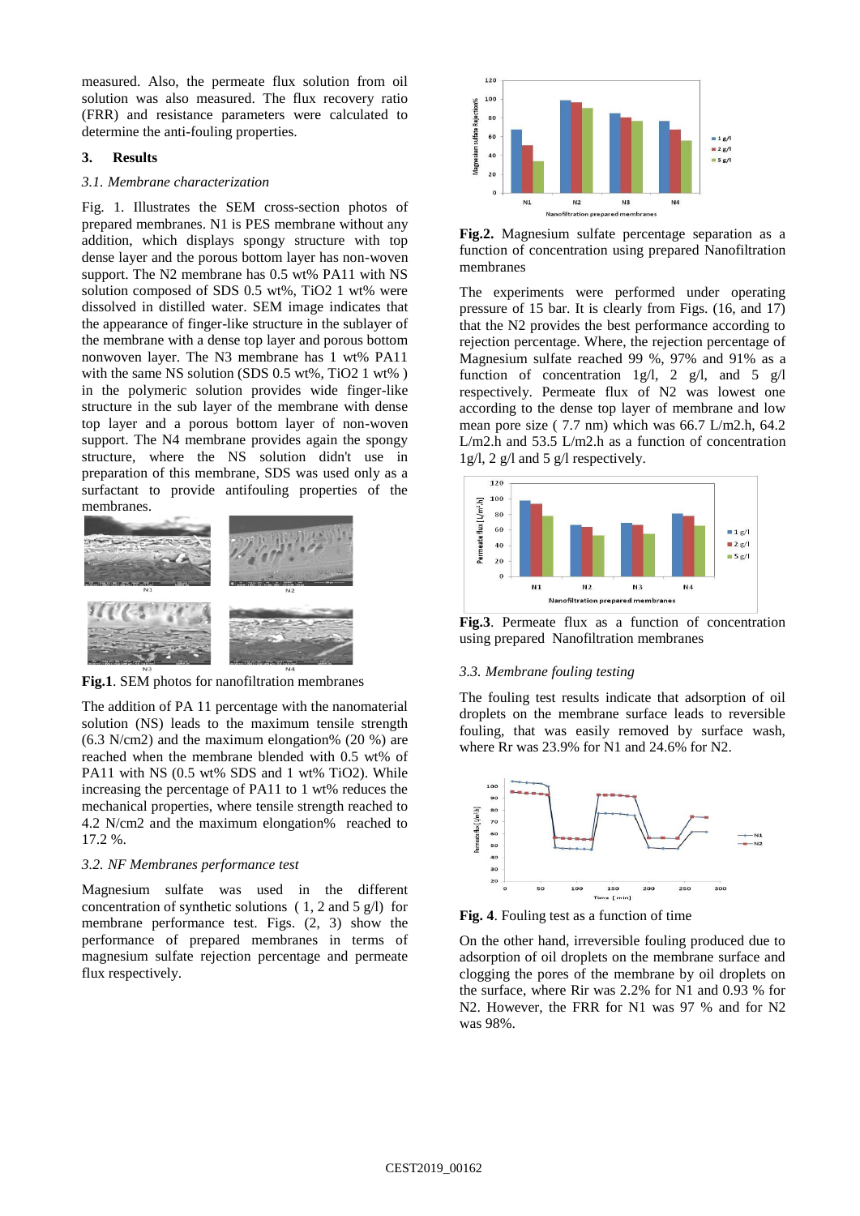measured. Also, the permeate flux solution from oil solution was also measured. The flux recovery ratio (FRR) and resistance parameters were calculated to determine the anti-fouling properties.

## 3. Results

### *3.1. Membrane characterization*

Fig. 1. Illustrates the SEM cross-section photos of prepared membranes. N1 is PES membrane without any addition, which displays spongy structure with top dense layer and the porous bottom layer has non-woven support. The N2 membrane has 0.5 wt% PA11 with NS solution composed of SDS 0.5 wt%, $TiO_2$ 1 wt% were dissolved in distilled water. SEM image indicates that the appearance of finger-like structure in the sublayer of the membrane with a dense top layer and porous bottom nonwoven layer. The N3 membrane has 1 wt% PA11 with the same NS solution (SDS 0.5 wt%, $TiO_2$ 1 wt% ) in the polymeric solution provides wide finger-like structure in the sub layer of the membrane with dense top layer and a porous bottom layer of non-woven support. The N4 membrane provides again the spongy structure, where the NS solution didn't use in preparation of this membrane, SDS was used only as a surfactant to provide antifouling properties of the membranes.

**Fig.1**. SEM photos for nanofiltration membranes

The addition of PA 11 percentage with the nanomaterial solution (NS) leads to the maximum tensile strength (6.3 N/cm2) and the maximum elongation% (20 %) are reached when the membrane blended with 0.5 wt% of PA11 with NS (0.5 wt% SDS and 1 wt% $TiO_2$). While increasing the percentage of PA11 to 1 wt% reduces the mechanical properties, where tensile strength reached to 4.2 N/cm2 and the maximum elongation% reached to 17.2 %.

### *3.2. NF Membranes performance test*

Magnesium sulfate was used in the different concentration of synthetic solutions ( 1, 2 and 5 g/l) for membrane performance test. Figs. (2, 3) show the performance of prepared membranes in terms of magnesium sulfate rejection percentage and permeate flux respectively.

**Fig.2.** Magnesium sulfate percentage separation as a function of concentration using prepared Nanofiltration membranes

The experiments were performed under operating pressure of 15 bar. It is clearly from Figs. (16, and 17) that the N2 provides the best performance according to rejection percentage. Where, the rejection percentage of Magnesium sulfate reached 99 %, 97% and 91% as a function of concentration 1g/l, 2 g/l, and 5 g/l respectively. Permeate flux of N2 was lowest one according to the dense top layer of membrane and low mean pore size ( 7.7 nm) which was 66.7 L/m2.h, 64.2 L/m2.h and 53.5 L/m2.h as a function of concentration 1g/l, 2 g/l and 5 g/l respectively.

**Fig.3**. Permeate flux as a function of concentration using prepared Nanofiltration membranes

### *3.3. Membrane fouling testing*

The fouling test results indicate that adsorption of oil droplets on the membrane surface leads to reversible fouling, that was easily removed by surface wash, where Rr was 23.9% for N1 and 24.6% for N2.

**Fig. 4**. Fouling test as a function of time

On the other hand, irreversible fouling produced due to adsorption of oil droplets on the membrane surface and clogging the pores of the membrane by oil droplets on the surface, where Rir was 2.2% for N1 and 0.93 % for N2. However, the FRR for N1 was 97 % and for N2 was 98%.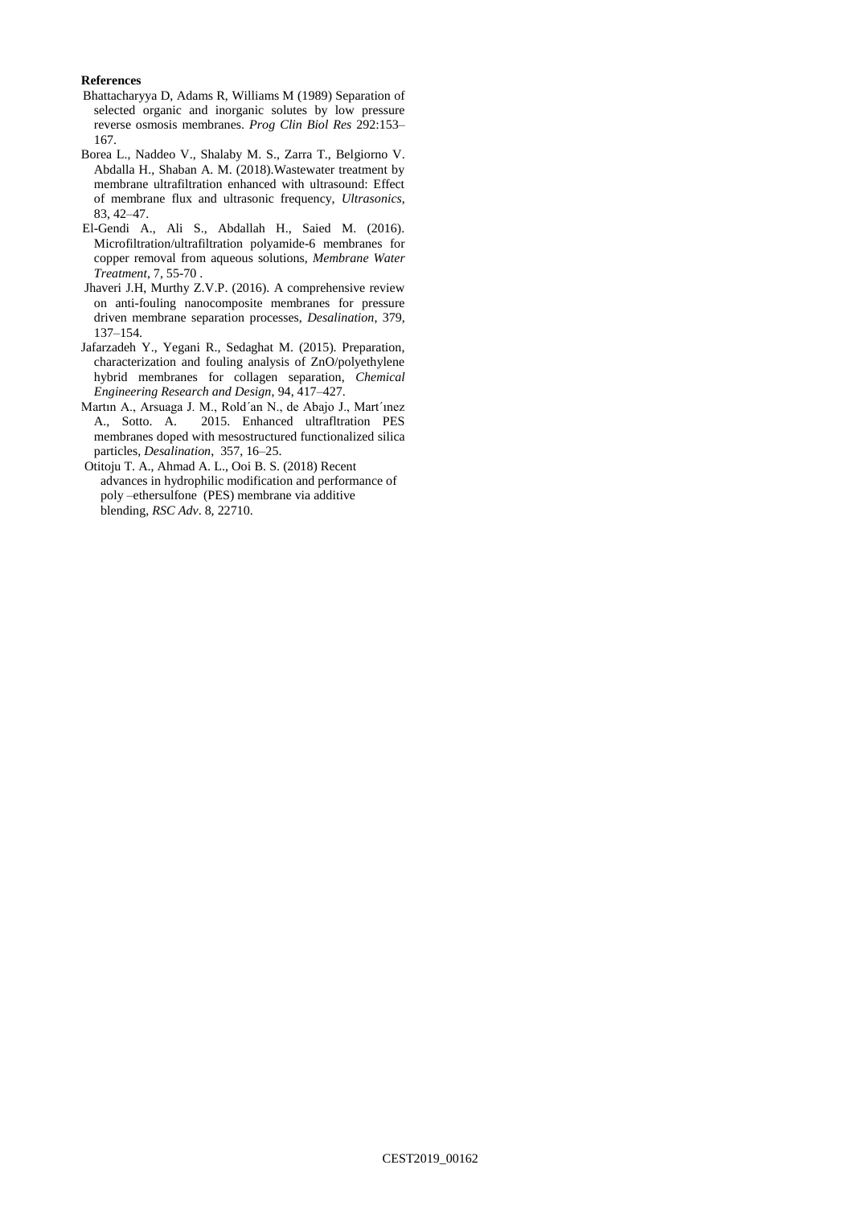**References**

Bhattacharyya D, Adams R, Williams M (1989) Separation of selected organic and inorganic solutes by low pressure reverse osmosis membranes. *Prog Clin Biol Res* 292:153–167.

Borea L., Naddeo V., Shalaby M. S., Zarra T., Belgiorno V. Abdalla H., Shaban A. M. (2018).Wastewater treatment by membrane ultrafiltration enhanced with ultrasound: Effect of membrane flux and ultrasonic frequency, *Ultrasonics*, 83, 42–47.

El-Gendi A., Ali S., Abdallah H., Saied M. (2016). Microfiltration/ultrafiltration polyamide-6 membranes for copper removal from aqueous solutions, *Membrane Water Treatment*, 7, 55-70 .

Jhaveri J.H, Murthy Z.V.P. (2016). A comprehensive review on anti-fouling nanocomposite membranes for pressure driven membrane separation processes, *Desalination*, 379, 137–154.

Jafarzadeh Y., Yegani R., Sedaghat M. (2015). Preparation, characterization and fouling analysis of ZnO/polyethylene hybrid membranes for collagen separation, *Chemical Engineering Research and Design*, 94, 417–427.

Martın A., Arsuaga J. M., Rold´an N., de Abajo J., Mart´ınez A., Sotto. A. 2015. Enhanced ultrafltration PES membranes doped with mesostructured functionalized silica particles, *Desalination*, 357, 16–25.

Otitoju T. A., Ahmad A. L., Ooi B. S. (2018) Recent advances in hydrophilic modification and performance of poly –ethersulfone (PES) membrane via additive blending, *RSC Adv*. 8, 22710.